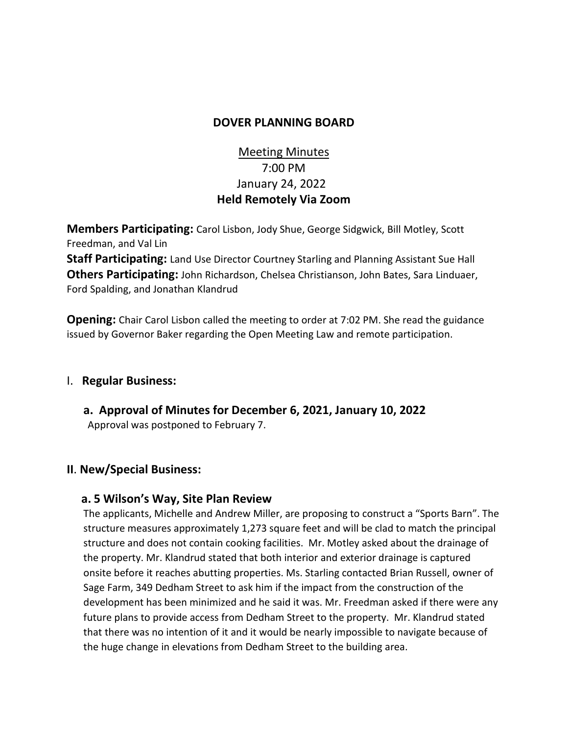# DOVER PLANNING BOARD

Meeting Minutes
7:00 PM
January 24, 2022
**Held Remotely Via Zoom**

**Members Participating:** Carol Lisbon, Jody Shue, George Sidgwick, Bill Motley, Scott Freedman, and Val Lin
**Staff Participating:** Land Use Director Courtney Starling and Planning Assistant Sue Hall
**Others Participating:** John Richardson, Chelsea Christianson, John Bates, Sara Linduaer, Ford Spalding, and Jonathan Klandrud

**Opening:** Chair Carol Lisbon called the meeting to order at 7:02 PM. She read the guidance issued by Governor Baker regarding the Open Meeting Law and remote participation.

## I. Regular Business:

### a. Approval of Minutes for December 6, 2021, January 10, 2022

Approval was postponed to February 7.

## II. New/Special Business:

### a. 5 Wilson's Way, Site Plan Review

The applicants, Michelle and Andrew Miller, are proposing to construct a "Sports Barn". The structure measures approximately 1,273 square feet and will be clad to match the principal structure and does not contain cooking facilities. Mr. Motley asked about the drainage of the property. Mr. Klandrud stated that both interior and exterior drainage is captured onsite before it reaches abutting properties. Ms. Starling contacted Brian Russell, owner of Sage Farm, 349 Dedham Street to ask him if the impact from the construction of the development has been minimized and he said it was. Mr. Freedman asked if there were any future plans to provide access from Dedham Street to the property. Mr. Klandrud stated that there was no intention of it and it would be nearly impossible to navigate because of the huge change in elevations from Dedham Street to the building area.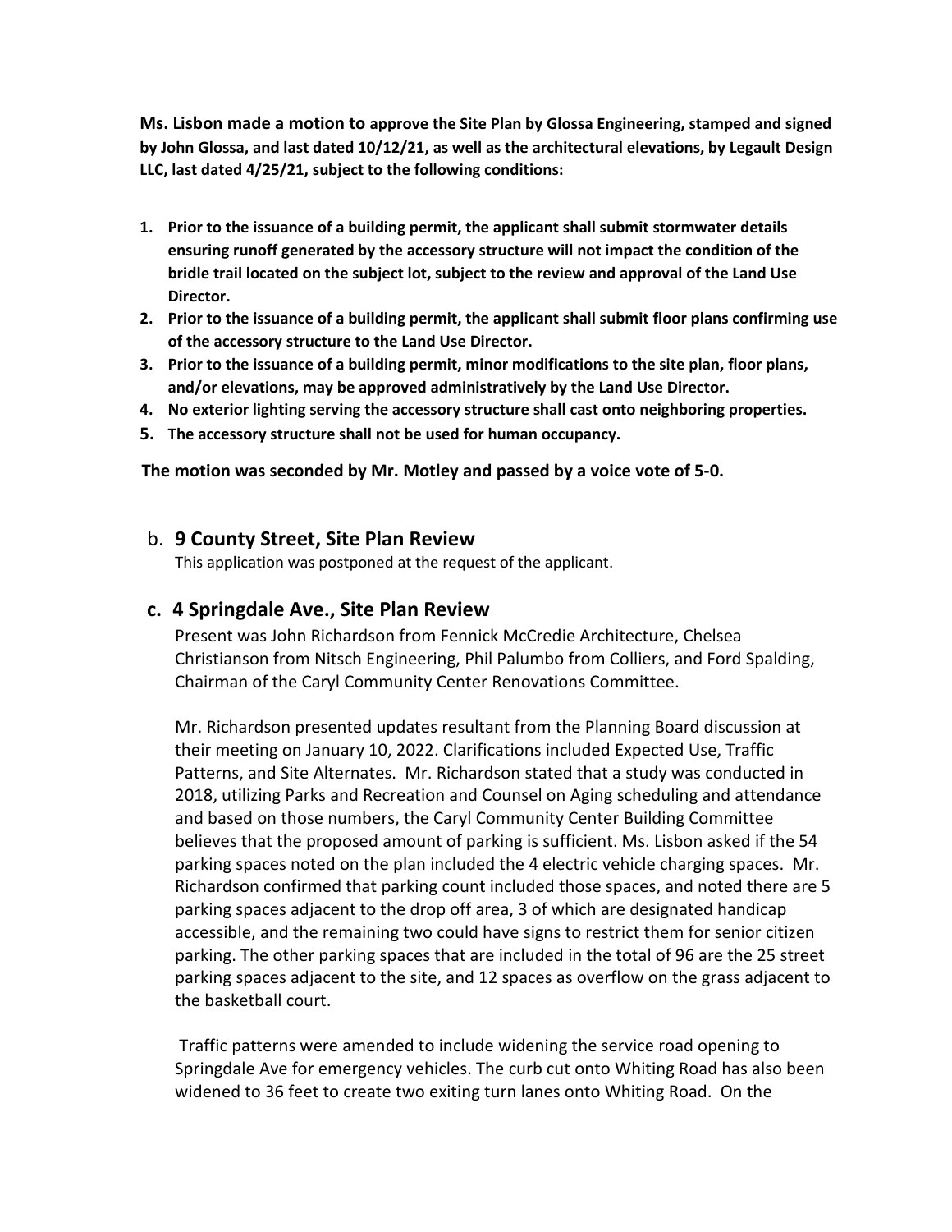**Ms. Lisbon made a motion to approve the Site Plan by Glossa Engineering, stamped and signed by John Glossa, and last dated 10/12/21, as well as the architectural elevations, by Legault Design LLC, last dated 4/25/21, subject to the following conditions:**

1. **Prior to the issuance of a building permit, the applicant shall submit stormwater details ensuring runoff generated by the accessory structure will not impact the condition of the bridle trail located on the subject lot, subject to the review and approval of the Land Use Director.**
2. **Prior to the issuance of a building permit, the applicant shall submit floor plans confirming use of the accessory structure to the Land Use Director.**
3. **Prior to the issuance of a building permit, minor modifications to the site plan, floor plans, and/or elevations, may be approved administratively by the Land Use Director.**
4. **No exterior lighting serving the accessory structure shall cast onto neighboring properties.**
5. **The accessory structure shall not be used for human occupancy.**

**The motion was seconded by Mr. Motley and passed by a voice vote of 5-0.**

## b. **9 County Street, Site Plan Review**

This application was postponed at the request of the applicant.

## **c. 4 Springdale Ave., Site Plan Review**

Present was John Richardson from Fennick McCredie Architecture, Chelsea Christianson from Nitsch Engineering, Phil Palumbo from Colliers, and Ford Spalding, Chairman of the Caryl Community Center Renovations Committee.

Mr. Richardson presented updates resultant from the Planning Board discussion at their meeting on January 10, 2022. Clarifications included Expected Use, Traffic Patterns, and Site Alternates. Mr. Richardson stated that a study was conducted in 2018, utilizing Parks and Recreation and Counsel on Aging scheduling and attendance and based on those numbers, the Caryl Community Center Building Committee believes that the proposed amount of parking is sufficient. Ms. Lisbon asked if the 54 parking spaces noted on the plan included the 4 electric vehicle charging spaces. Mr. Richardson confirmed that parking count included those spaces, and noted there are 5 parking spaces adjacent to the drop off area, 3 of which are designated handicap accessible, and the remaining two could have signs to restrict them for senior citizen parking. The other parking spaces that are included in the total of 96 are the 25 street parking spaces adjacent to the site, and 12 spaces as overflow on the grass adjacent to the basketball court.

Traffic patterns were amended to include widening the service road opening to Springdale Ave for emergency vehicles. The curb cut onto Whiting Road has also been widened to 36 feet to create two exiting turn lanes onto Whiting Road. On the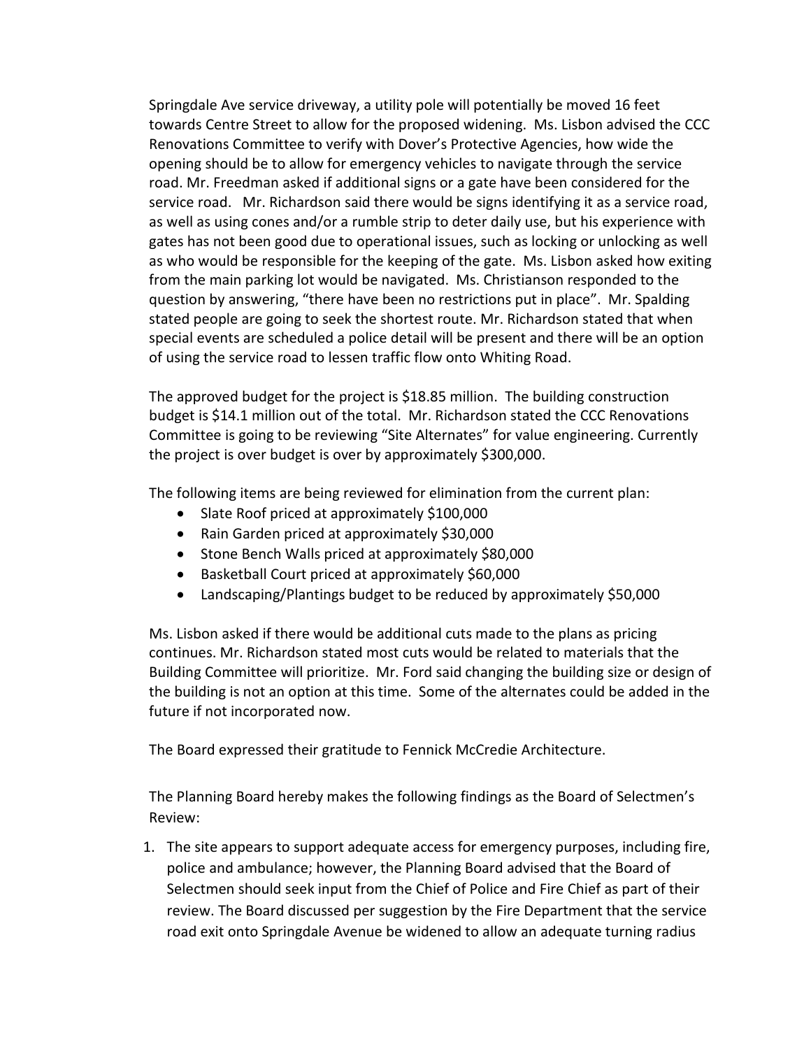Springdale Ave service driveway, a utility pole will potentially be moved 16 feet towards Centre Street to allow for the proposed widening. Ms. Lisbon advised the CCC Renovations Committee to verify with Dover's Protective Agencies, how wide the opening should be to allow for emergency vehicles to navigate through the service road. Mr. Freedman asked if additional signs or a gate have been considered for the service road. Mr. Richardson said there would be signs identifying it as a service road, as well as using cones and/or a rumble strip to deter daily use, but his experience with gates has not been good due to operational issues, such as locking or unlocking as well as who would be responsible for the keeping of the gate. Ms. Lisbon asked how exiting from the main parking lot would be navigated. Ms. Christianson responded to the question by answering, "there have been no restrictions put in place". Mr. Spalding stated people are going to seek the shortest route. Mr. Richardson stated that when special events are scheduled a police detail will be present and there will be an option of using the service road to lessen traffic flow onto Whiting Road.

The approved budget for the project is $18.85 million. The building construction budget is $14.1 million out of the total. Mr. Richardson stated the CCC Renovations Committee is going to be reviewing "Site Alternates" for value engineering. Currently the project is over budget is over by approximately $300,000.

The following items are being reviewed for elimination from the current plan:

- Slate Roof priced at approximately $100,000
- Rain Garden priced at approximately $30,000
- Stone Bench Walls priced at approximately $80,000
- Basketball Court priced at approximately $60,000
- Landscaping/Plantings budget to be reduced by approximately $50,000

Ms. Lisbon asked if there would be additional cuts made to the plans as pricing continues. Mr. Richardson stated most cuts would be related to materials that the Building Committee will prioritize. Mr. Ford said changing the building size or design of the building is not an option at this time. Some of the alternates could be added in the future if not incorporated now.

The Board expressed their gratitude to Fennick McCredie Architecture.

The Planning Board hereby makes the following findings as the Board of Selectmen's Review:

1. The site appears to support adequate access for emergency purposes, including fire, police and ambulance; however, the Planning Board advised that the Board of Selectmen should seek input from the Chief of Police and Fire Chief as part of their review. The Board discussed per suggestion by the Fire Department that the service road exit onto Springdale Avenue be widened to allow an adequate turning radius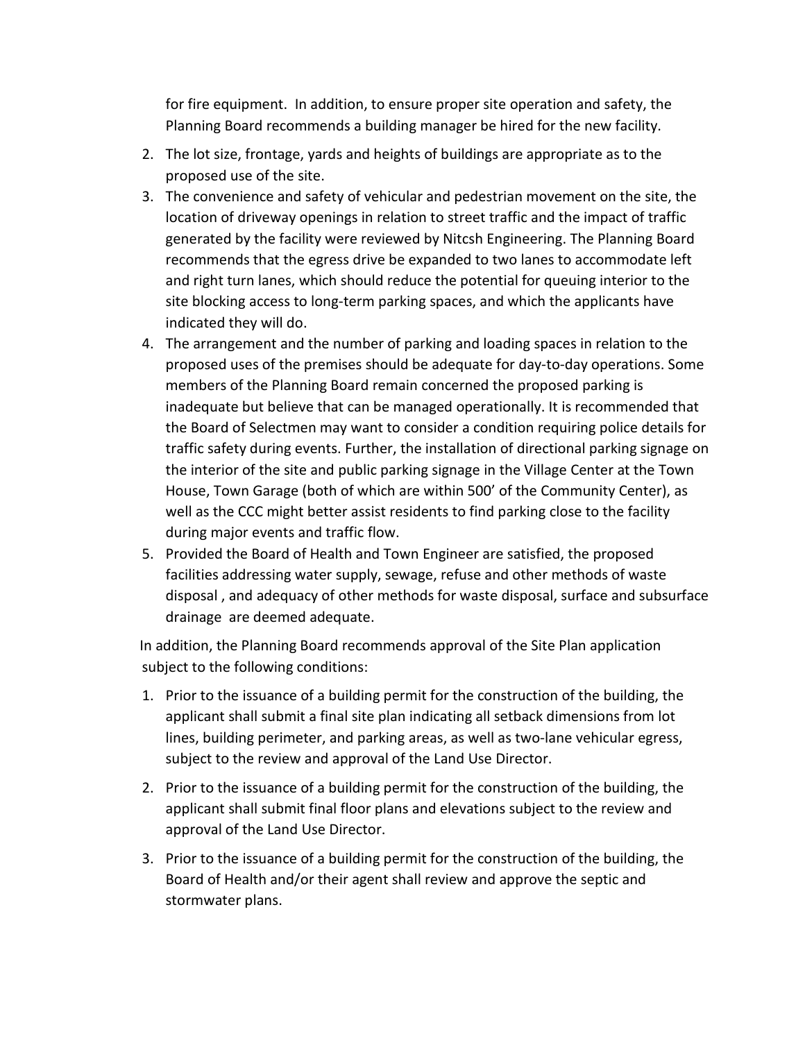for fire equipment. In addition, to ensure proper site operation and safety, the Planning Board recommends a building manager be hired for the new facility.

2. The lot size, frontage, yards and heights of buildings are appropriate as to the proposed use of the site.
3. The convenience and safety of vehicular and pedestrian movement on the site, the location of driveway openings in relation to street traffic and the impact of traffic generated by the facility were reviewed by Nitcsh Engineering. The Planning Board recommends that the egress drive be expanded to two lanes to accommodate left and right turn lanes, which should reduce the potential for queuing interior to the site blocking access to long-term parking spaces, and which the applicants have indicated they will do.
4. The arrangement and the number of parking and loading spaces in relation to the proposed uses of the premises should be adequate for day-to-day operations. Some members of the Planning Board remain concerned the proposed parking is inadequate but believe that can be managed operationally. It is recommended that the Board of Selectmen may want to consider a condition requiring police details for traffic safety during events. Further, the installation of directional parking signage on the interior of the site and public parking signage in the Village Center at the Town House, Town Garage (both of which are within 500' of the Community Center), as well as the CCC might better assist residents to find parking close to the facility during major events and traffic flow.
5. Provided the Board of Health and Town Engineer are satisfied, the proposed facilities addressing water supply, sewage, refuse and other methods of waste disposal , and adequacy of other methods for waste disposal, surface and subsurface drainage are deemed adequate.

In addition, the Planning Board recommends approval of the Site Plan application subject to the following conditions:

1. Prior to the issuance of a building permit for the construction of the building, the applicant shall submit a final site plan indicating all setback dimensions from lot lines, building perimeter, and parking areas, as well as two-lane vehicular egress, subject to the review and approval of the Land Use Director.

2. Prior to the issuance of a building permit for the construction of the building, the applicant shall submit final floor plans and elevations subject to the review and approval of the Land Use Director.

3. Prior to the issuance of a building permit for the construction of the building, the Board of Health and/or their agent shall review and approve the septic and stormwater plans.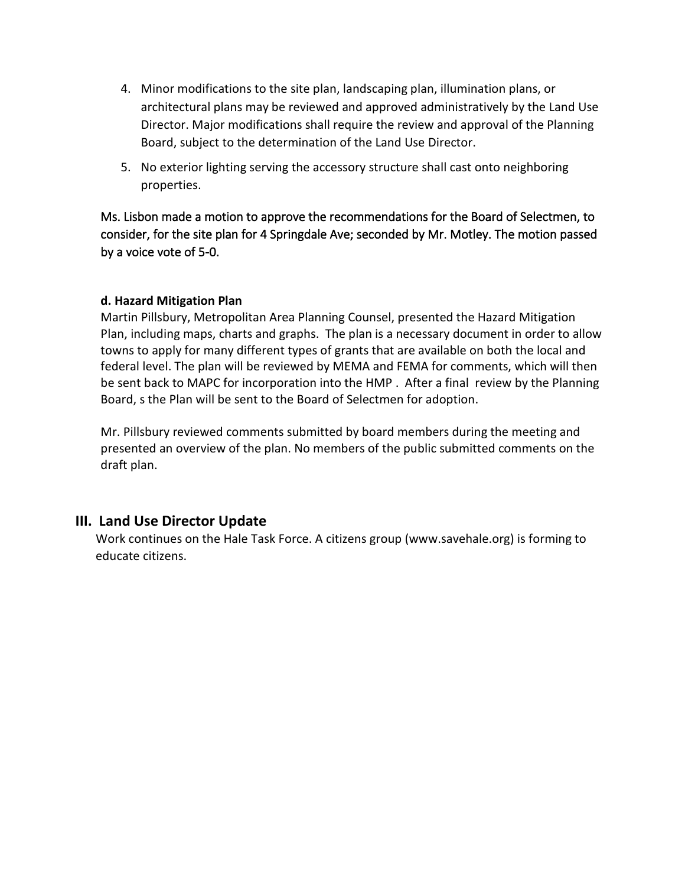4. Minor modifications to the site plan, landscaping plan, illumination plans, or architectural plans may be reviewed and approved administratively by the Land Use Director. Major modifications shall require the review and approval of the Planning Board, subject to the determination of the Land Use Director.
5. No exterior lighting serving the accessory structure shall cast onto neighboring properties.

Ms. Lisbon made a motion to approve the recommendations for the Board of Selectmen, to consider, for the site plan for 4 Springdale Ave; seconded by Mr. Motley. The motion passed by a voice vote of 5-0.

**d. Hazard Mitigation Plan**

Martin Pillsbury, Metropolitan Area Planning Counsel, presented the Hazard Mitigation Plan, including maps, charts and graphs. The plan is a necessary document in order to allow towns to apply for many different types of grants that are available on both the local and federal level. The plan will be reviewed by MEMA and FEMA for comments, which will then be sent back to MAPC for incorporation into the HMP . After a final review by the Planning Board, s the Plan will be sent to the Board of Selectmen for adoption.

Mr. Pillsbury reviewed comments submitted by board members during the meeting and presented an overview of the plan. No members of the public submitted comments on the draft plan.

## III. Land Use Director Update

Work continues on the Hale Task Force. A citizens group (www.savehale.org) is forming to educate citizens.